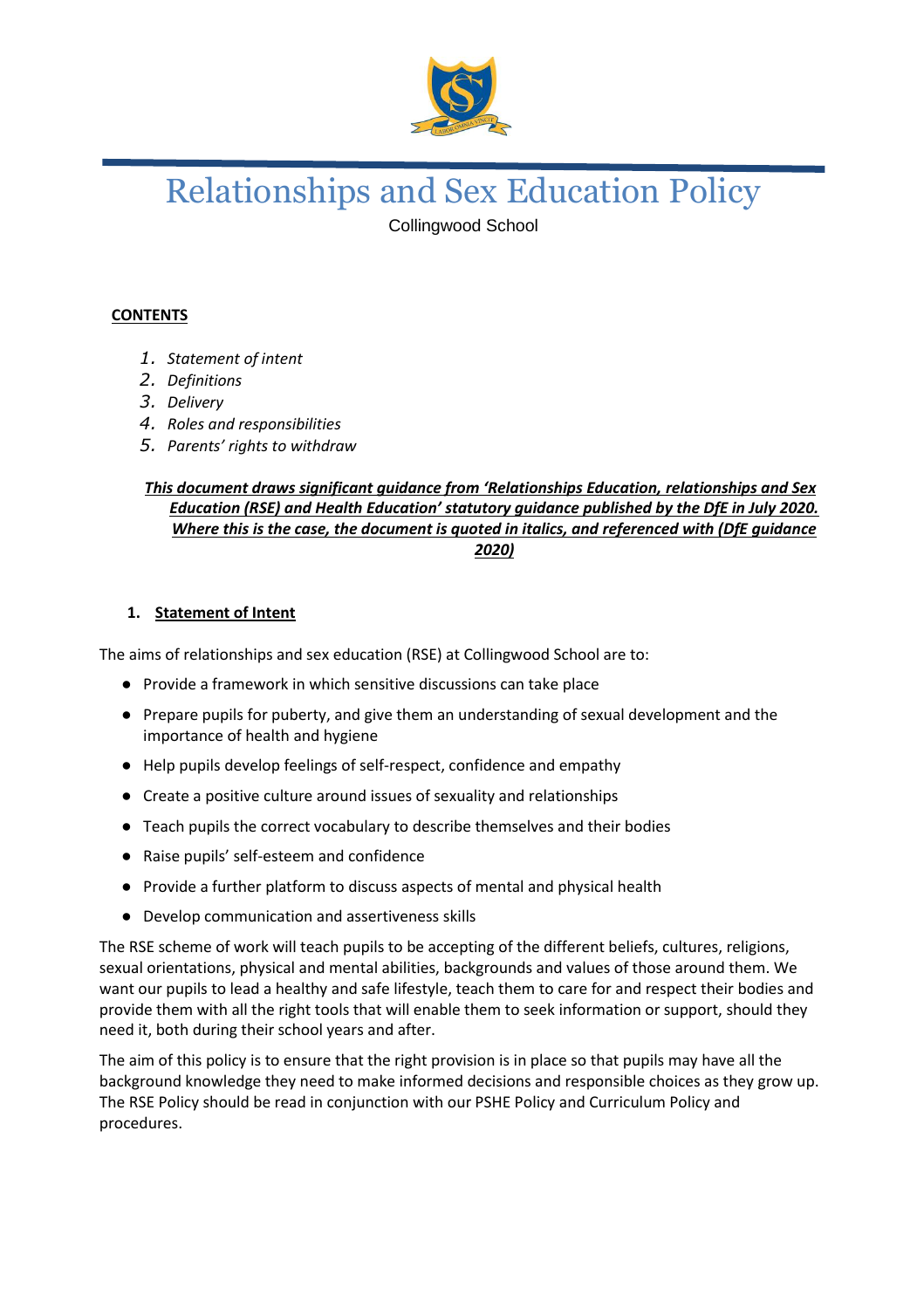# Relationships and Sex Education Policy

Collingwood School

**CONTENTS**

1. *Statement of intent*
2. *Definitions*
3. *Delivery*
4. *Roles and responsibilities*
5. *Parents' rights to withdraw*

***This document draws significant guidance from 'Relationships Education, relationships and Sex Education (RSE) and Health Education' statutory guidance published by the DfE in July 2020. Where this is the case, the document is quoted in italics, and referenced with (DfE guidance 2020)***

## 1. Statement of Intent

The aims of relationships and sex education (RSE) at Collingwood School are to:

- Provide a framework in which sensitive discussions can take place
- Prepare pupils for puberty, and give them an understanding of sexual development and the importance of health and hygiene
- Help pupils develop feelings of self-respect, confidence and empathy
- Create a positive culture around issues of sexuality and relationships
- Teach pupils the correct vocabulary to describe themselves and their bodies
- Raise pupils' self-esteem and confidence
- Provide a further platform to discuss aspects of mental and physical health
- Develop communication and assertiveness skills

The RSE scheme of work will teach pupils to be accepting of the different beliefs, cultures, religions, sexual orientations, physical and mental abilities, backgrounds and values of those around them. We want our pupils to lead a healthy and safe lifestyle, teach them to care for and respect their bodies and provide them with all the right tools that will enable them to seek information or support, should they need it, both during their school years and after.

The aim of this policy is to ensure that the right provision is in place so that pupils may have all the background knowledge they need to make informed decisions and responsible choices as they grow up. The RSE Policy should be read in conjunction with our PSHE Policy and Curriculum Policy and procedures.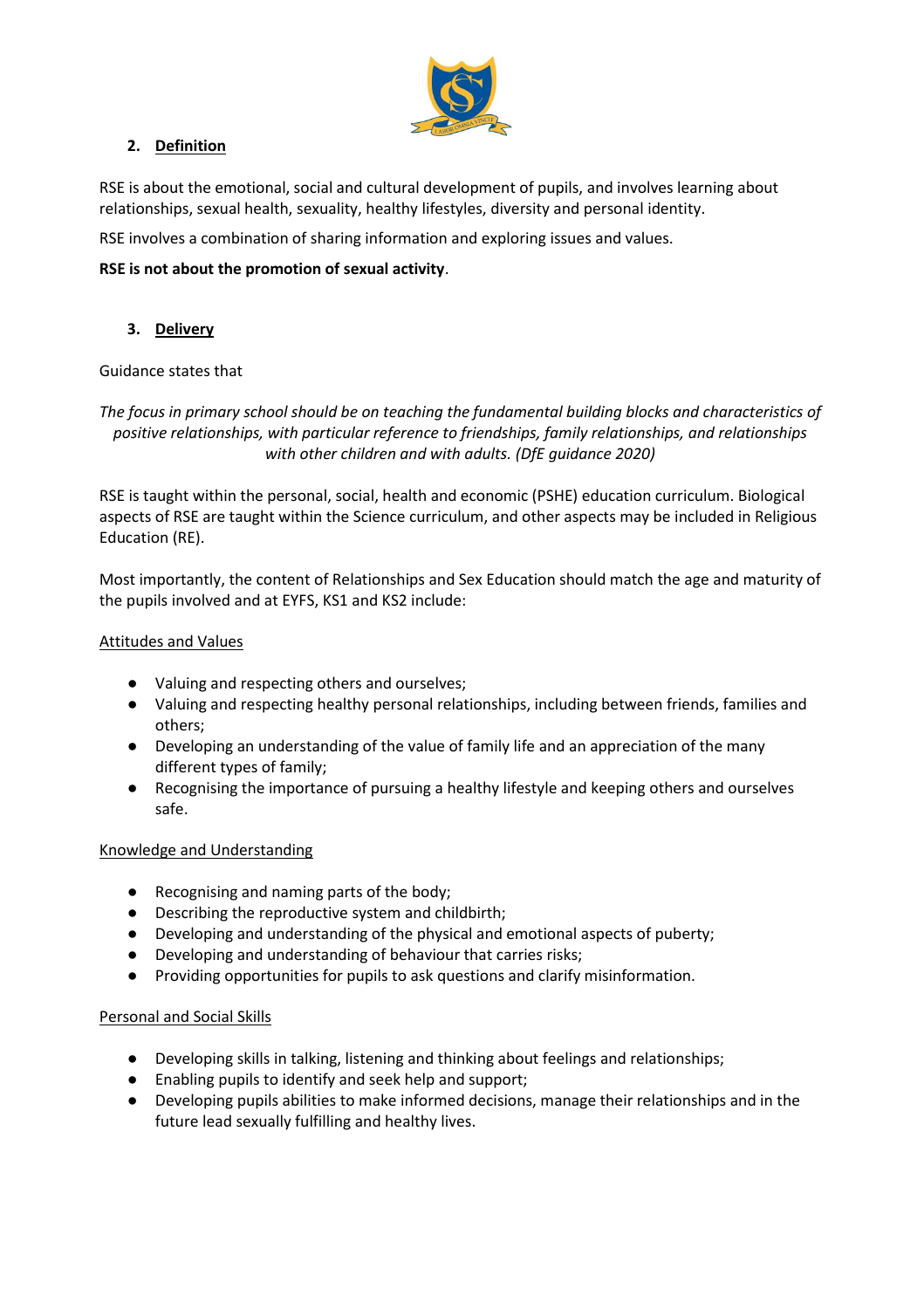## 2. Definition

RSE is about the emotional, social and cultural development of pupils, and involves learning about relationships, sexual health, sexuality, healthy lifestyles, diversity and personal identity.

RSE involves a combination of sharing information and exploring issues and values.

**RSE is not about the promotion of sexual activity**.

## 3. Delivery

Guidance states that

*The focus in primary school should be on teaching the fundamental building blocks and characteristics of positive relationships, with particular reference to friendships, family relationships, and relationships with other children and with adults. (DfE guidance 2020)*

RSE is taught within the personal, social, health and economic (PSHE) education curriculum. Biological aspects of RSE are taught within the Science curriculum, and other aspects may be included in Religious Education (RE).

Most importantly, the content of Relationships and Sex Education should match the age and maturity of the pupils involved and at EYFS, KS1 and KS2 include:

<u>Attitudes and Values</u>

- Valuing and respecting others and ourselves;
- Valuing and respecting healthy personal relationships, including between friends, families and others;
- Developing an understanding of the value of family life and an appreciation of the many different types of family;
- Recognising the importance of pursuing a healthy lifestyle and keeping others and ourselves safe.

<u>Knowledge and Understanding</u>

- Recognising and naming parts of the body;
- Describing the reproductive system and childbirth;
- Developing and understanding of the physical and emotional aspects of puberty;
- Developing and understanding of behaviour that carries risks;
- Providing opportunities for pupils to ask questions and clarify misinformation.

<u>Personal and Social Skills</u>

- Developing skills in talking, listening and thinking about feelings and relationships;
- Enabling pupils to identify and seek help and support;
- Developing pupils abilities to make informed decisions, manage their relationships and in the future lead sexually fulfilling and healthy lives.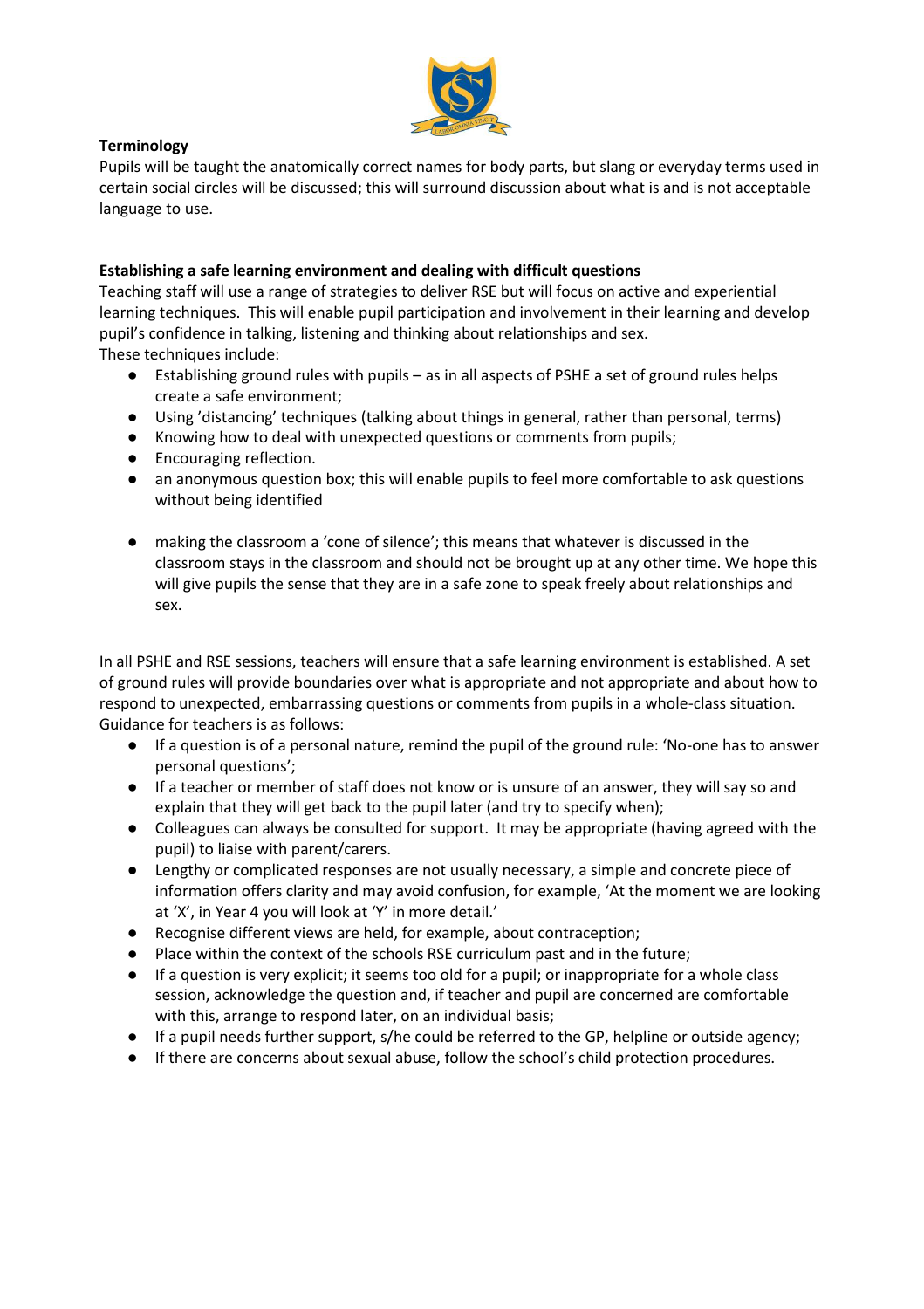**Terminology**

Pupils will be taught the anatomically correct names for body parts, but slang or everyday terms used in certain social circles will be discussed; this will surround discussion about what is and is not acceptable language to use.

**Establishing a safe learning environment and dealing with difficult questions**

Teaching staff will use a range of strategies to deliver RSE but will focus on active and experiential learning techniques. This will enable pupil participation and involvement in their learning and develop pupil's confidence in talking, listening and thinking about relationships and sex.
These techniques include:

- Establishing ground rules with pupils – as in all aspects of PSHE a set of ground rules helps create a safe environment;
- Using 'distancing' techniques (talking about things in general, rather than personal, terms)
- Knowing how to deal with unexpected questions or comments from pupils;
- Encouraging reflection.
- an anonymous question box; this will enable pupils to feel more comfortable to ask questions without being identified
- making the classroom a 'cone of silence'; this means that whatever is discussed in the classroom stays in the classroom and should not be brought up at any other time. We hope this will give pupils the sense that they are in a safe zone to speak freely about relationships and sex.

In all PSHE and RSE sessions, teachers will ensure that a safe learning environment is established. A set of ground rules will provide boundaries over what is appropriate and not appropriate and about how to respond to unexpected, embarrassing questions or comments from pupils in a whole-class situation. Guidance for teachers is as follows:

- If a question is of a personal nature, remind the pupil of the ground rule: 'No-one has to answer personal questions';
- If a teacher or member of staff does not know or is unsure of an answer, they will say so and explain that they will get back to the pupil later (and try to specify when);
- Colleagues can always be consulted for support. It may be appropriate (having agreed with the pupil) to liaise with parent/carers.
- Lengthy or complicated responses are not usually necessary, a simple and concrete piece of information offers clarity and may avoid confusion, for example, 'At the moment we are looking at 'X', in Year 4 you will look at 'Y' in more detail.'
- Recognise different views are held, for example, about contraception;
- Place within the context of the schools RSE curriculum past and in the future;
- If a question is very explicit; it seems too old for a pupil; or inappropriate for a whole class session, acknowledge the question and, if teacher and pupil are concerned are comfortable with this, arrange to respond later, on an individual basis;
- If a pupil needs further support, s/he could be referred to the GP, helpline or outside agency;
- If there are concerns about sexual abuse, follow the school's child protection procedures.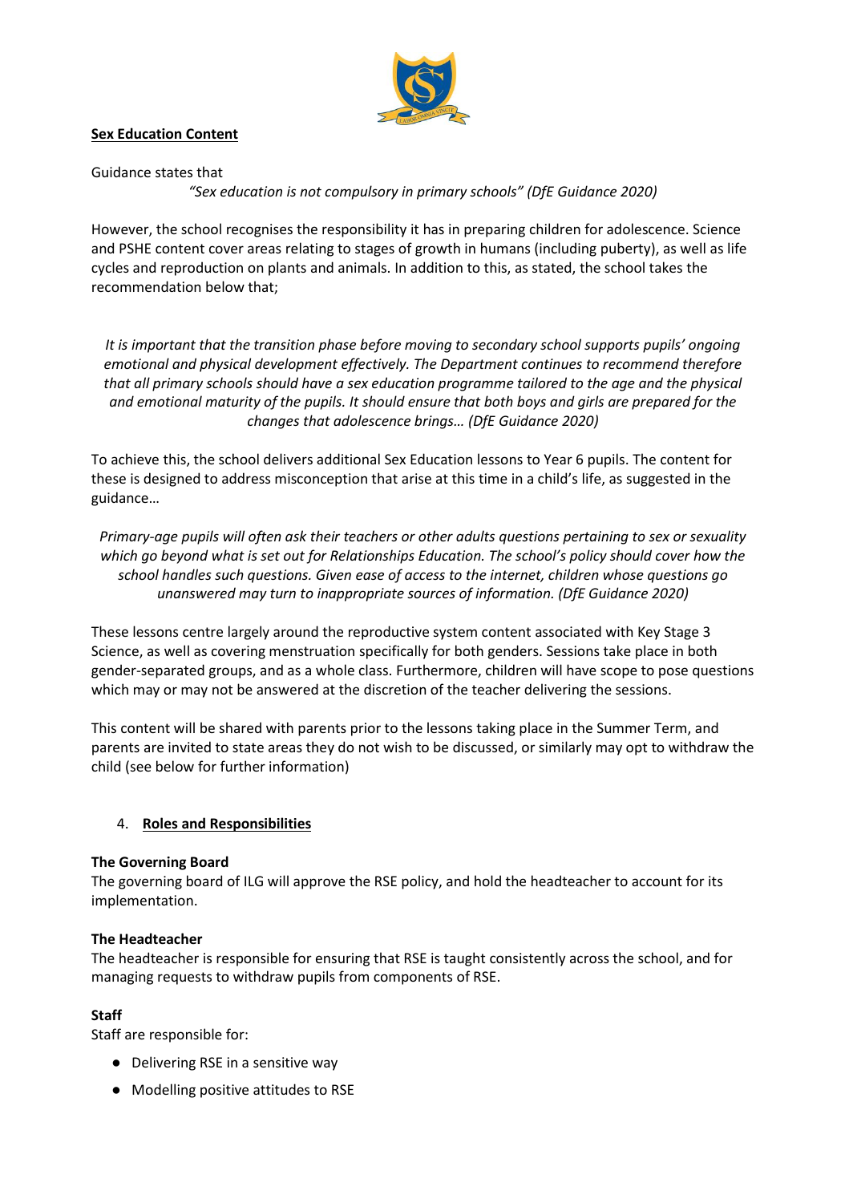**Sex Education Content**

Guidance states that

*"Sex education is not compulsory in primary schools" (DfE Guidance 2020)*

However, the school recognises the responsibility it has in preparing children for adolescence. Science and PSHE content cover areas relating to stages of growth in humans (including puberty), as well as life cycles and reproduction on plants and animals. In addition to this, as stated, the school takes the recommendation below that;

*It is important that the transition phase before moving to secondary school supports pupils' ongoing emotional and physical development effectively. The Department continues to recommend therefore that all primary schools should have a sex education programme tailored to the age and the physical and emotional maturity of the pupils. It should ensure that both boys and girls are prepared for the changes that adolescence brings… (DfE Guidance 2020)*

To achieve this, the school delivers additional Sex Education lessons to Year 6 pupils. The content for these is designed to address misconception that arise at this time in a child's life, as suggested in the guidance…

*Primary-age pupils will often ask their teachers or other adults questions pertaining to sex or sexuality which go beyond what is set out for Relationships Education. The school's policy should cover how the school handles such questions. Given ease of access to the internet, children whose questions go unanswered may turn to inappropriate sources of information. (DfE Guidance 2020)*

These lessons centre largely around the reproductive system content associated with Key Stage 3 Science, as well as covering menstruation specifically for both genders. Sessions take place in both gender-separated groups, and as a whole class. Furthermore, children will have scope to pose questions which may or may not be answered at the discretion of the teacher delivering the sessions.

This content will be shared with parents prior to the lessons taking place in the Summer Term, and parents are invited to state areas they do not wish to be discussed, or similarly may opt to withdraw the child (see below for further information)

## 4. Roles and Responsibilities

**The Governing Board**

The governing board of ILG will approve the RSE policy, and hold the headteacher to account for its implementation.

**The Headteacher**

The headteacher is responsible for ensuring that RSE is taught consistently across the school, and for managing requests to withdraw pupils from components of RSE.

**Staff**

Staff are responsible for:

- Delivering RSE in a sensitive way
- Modelling positive attitudes to RSE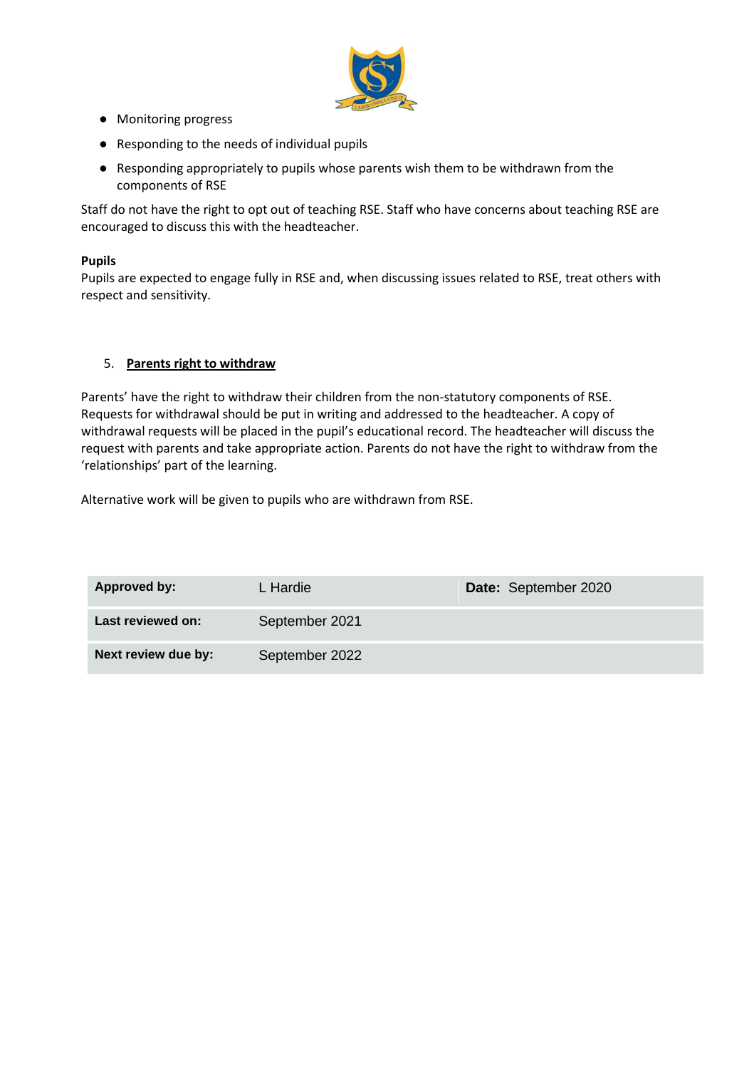- Monitoring progress
- Responding to the needs of individual pupils
- Responding appropriately to pupils whose parents wish them to be withdrawn from the components of RSE

Staff do not have the right to opt out of teaching RSE. Staff who have concerns about teaching RSE are encouraged to discuss this with the headteacher.

**Pupils**
Pupils are expected to engage fully in RSE and, when discussing issues related to RSE, treat others with respect and sensitivity.

## 5. Parents right to withdraw

Parents' have the right to withdraw their children from the non-statutory components of RSE. Requests for withdrawal should be put in writing and addressed to the headteacher. A copy of withdrawal requests will be placed in the pupil's educational record. The headteacher will discuss the request with parents and take appropriate action. Parents do not have the right to withdraw from the 'relationships' part of the learning.

Alternative work will be given to pupils who are withdrawn from RSE.

| | | |
|---|---|---|
| **Approved by:** | L Hardie | **Date:** September 2020 |
| **Last reviewed on:** | September 2021 | |
| **Next review due by:** | September 2022 | |